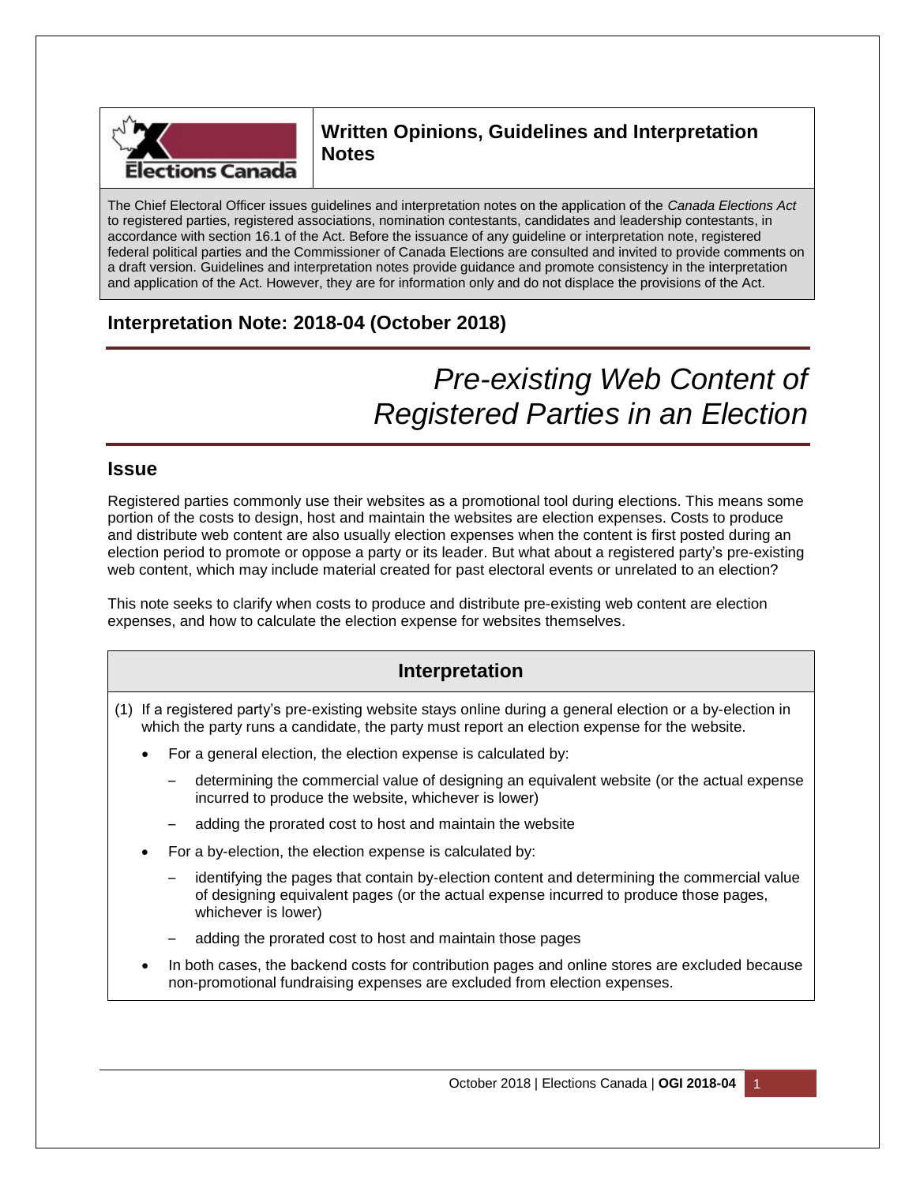**Written Opinions, Guidelines and Interpretation Notes**

The Chief Electoral Officer issues guidelines and interpretation notes on the application of the *Canada Elections Act* to registered parties, registered associations, nomination contestants, candidates and leadership contestants, in accordance with section 16.1 of the Act. Before the issuance of any guideline or interpretation note, registered federal political parties and the Commissioner of Canada Elections are consulted and invited to provide comments on a draft version. Guidelines and interpretation notes provide guidance and promote consistency in the interpretation and application of the Act. However, they are for information only and do not displace the provisions of the Act.

## Interpretation Note: 2018-04 (October 2018)

# *Pre-existing Web Content of Registered Parties in an Election*

## Issue

Registered parties commonly use their websites as a promotional tool during elections. This means some portion of the costs to design, host and maintain the websites are election expenses. Costs to produce and distribute web content are also usually election expenses when the content is first posted during an election period to promote or oppose a party or its leader. But what about a registered party's pre-existing web content, which may include material created for past electoral events or unrelated to an election?

This note seeks to clarify when costs to produce and distribute pre-existing web content are election expenses, and how to calculate the election expense for websites themselves.

## Interpretation

(1) If a registered party's pre-existing website stays online during a general election or a by-election in which the party runs a candidate, the party must report an election expense for the website.

- For a general election, the election expense is calculated by:
  - determining the commercial value of designing an equivalent website (or the actual expense incurred to produce the website, whichever is lower)
  - adding the prorated cost to host and maintain the website
- For a by-election, the election expense is calculated by:
  - identifying the pages that contain by-election content and determining the commercial value of designing equivalent pages (or the actual expense incurred to produce those pages, whichever is lower)
  - adding the prorated cost to host and maintain those pages
- In both cases, the backend costs for contribution pages and online stores are excluded because non-promotional fundraising expenses are excluded from election expenses.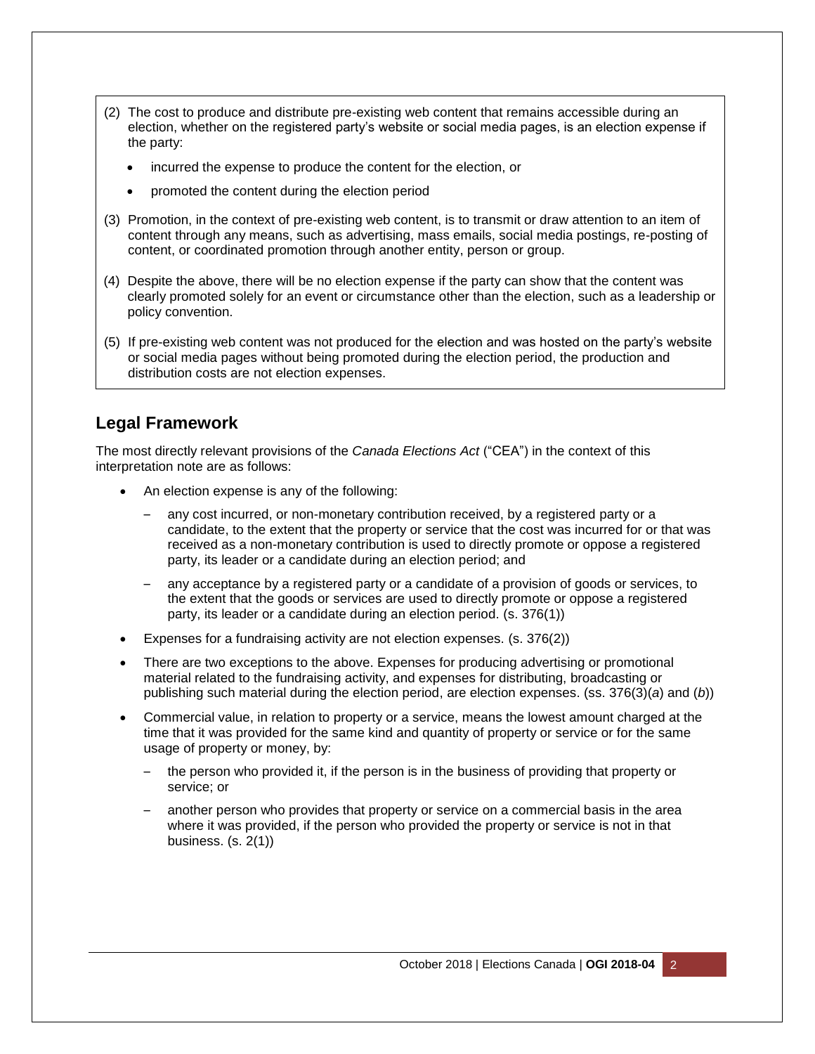(2) The cost to produce and distribute pre-existing web content that remains accessible during an election, whether on the registered party's website or social media pages, is an election expense if the party:

- incurred the expense to produce the content for the election, or
- promoted the content during the election period

(3) Promotion, in the context of pre-existing web content, is to transmit or draw attention to an item of content through any means, such as advertising, mass emails, social media postings, re-posting of content, or coordinated promotion through another entity, person or group.

(4) Despite the above, there will be no election expense if the party can show that the content was clearly promoted solely for an event or circumstance other than the election, such as a leadership or policy convention.

(5) If pre-existing web content was not produced for the election and was hosted on the party's website or social media pages without being promoted during the election period, the production and distribution costs are not election expenses.

## Legal Framework

The most directly relevant provisions of the *Canada Elections Act* ("CEA") in the context of this interpretation note are as follows:

- An election expense is any of the following:
  - any cost incurred, or non-monetary contribution received, by a registered party or a candidate, to the extent that the property or service that the cost was incurred for or that was received as a non-monetary contribution is used to directly promote or oppose a registered party, its leader or a candidate during an election period; and
  - any acceptance by a registered party or a candidate of a provision of goods or services, to the extent that the goods or services are used to directly promote or oppose a registered party, its leader or a candidate during an election period. (s. 376(1))
- Expenses for a fundraising activity are not election expenses. (s. 376(2))
- There are two exceptions to the above. Expenses for producing advertising or promotional material related to the fundraising activity, and expenses for distributing, broadcasting or publishing such material during the election period, are election expenses. (ss. 376(3)(*a*) and (*b*))
- Commercial value, in relation to property or a service, means the lowest amount charged at the time that it was provided for the same kind and quantity of property or service or for the same usage of property or money, by:
  - the person who provided it, if the person is in the business of providing that property or service; or
  - another person who provides that property or service on a commercial basis in the area where it was provided, if the person who provided the property or service is not in that business. (s. 2(1))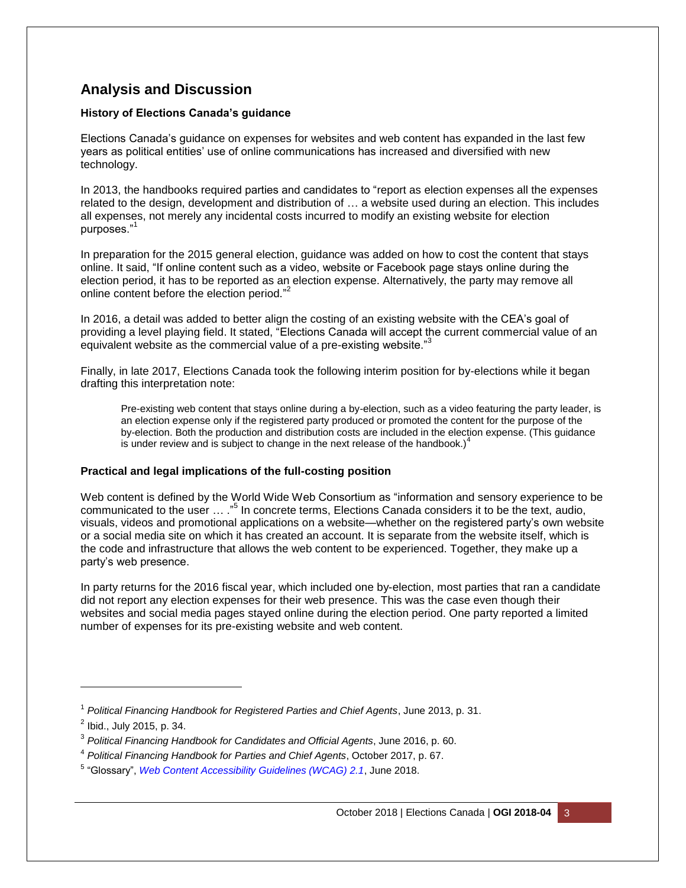## Analysis and Discussion

### History of Elections Canada's guidance

Elections Canada's guidance on expenses for websites and web content has expanded in the last few years as political entities' use of online communications has increased and diversified with new technology.

In 2013, the handbooks required parties and candidates to "report as election expenses all the expenses related to the design, development and distribution of … a website used during an election. This includes all expenses, not merely any incidental costs incurred to modify an existing website for election purposes."[1]

In preparation for the 2015 general election, guidance was added on how to cost the content that stays online. It said, "If online content such as a video, website or Facebook page stays online during the election period, it has to be reported as an election expense. Alternatively, the party may remove all online content before the election period."[2]

In 2016, a detail was added to better align the costing of an existing website with the CEA's goal of providing a level playing field. It stated, "Elections Canada will accept the current commercial value of an equivalent website as the commercial value of a pre-existing website."[3]

Finally, in late 2017, Elections Canada took the following interim position for by-elections while it began drafting this interpretation note:

> Pre-existing web content that stays online during a by-election, such as a video featuring the party leader, is an election expense only if the registered party produced or promoted the content for the purpose of the by-election. Both the production and distribution costs are included in the election expense. (This guidance is under review and is subject to change in the next release of the handbook.)[4]

### Practical and legal implications of the full-costing position

Web content is defined by the World Wide Web Consortium as "information and sensory experience to be communicated to the user … ."[5] In concrete terms, Elections Canada considers it to be the text, audio, visuals, videos and promotional applications on a website—whether on the registered party's own website or a social media site on which it has created an account. It is separate from the website itself, which is the code and infrastructure that allows the web content to be experienced. Together, they make up a party's web presence.

In party returns for the 2016 fiscal year, which included one by-election, most parties that ran a candidate did not report any election expenses for their web presence. This was the case even though their websites and social media pages stayed online during the election period. One party reported a limited number of expenses for its pre-existing website and web content.

---

[1] *Political Financing Handbook for Registered Parties and Chief Agents*, June 2013, p. 31.

[2] Ibid., July 2015, p. 34.

[3] *Political Financing Handbook for Candidates and Official Agents*, June 2016, p. 60.

[4] *Political Financing Handbook for Parties and Chief Agents*, October 2017, p. 67.

[5] "Glossary", *Web Content Accessibility Guidelines (WCAG) 2.1*, June 2018.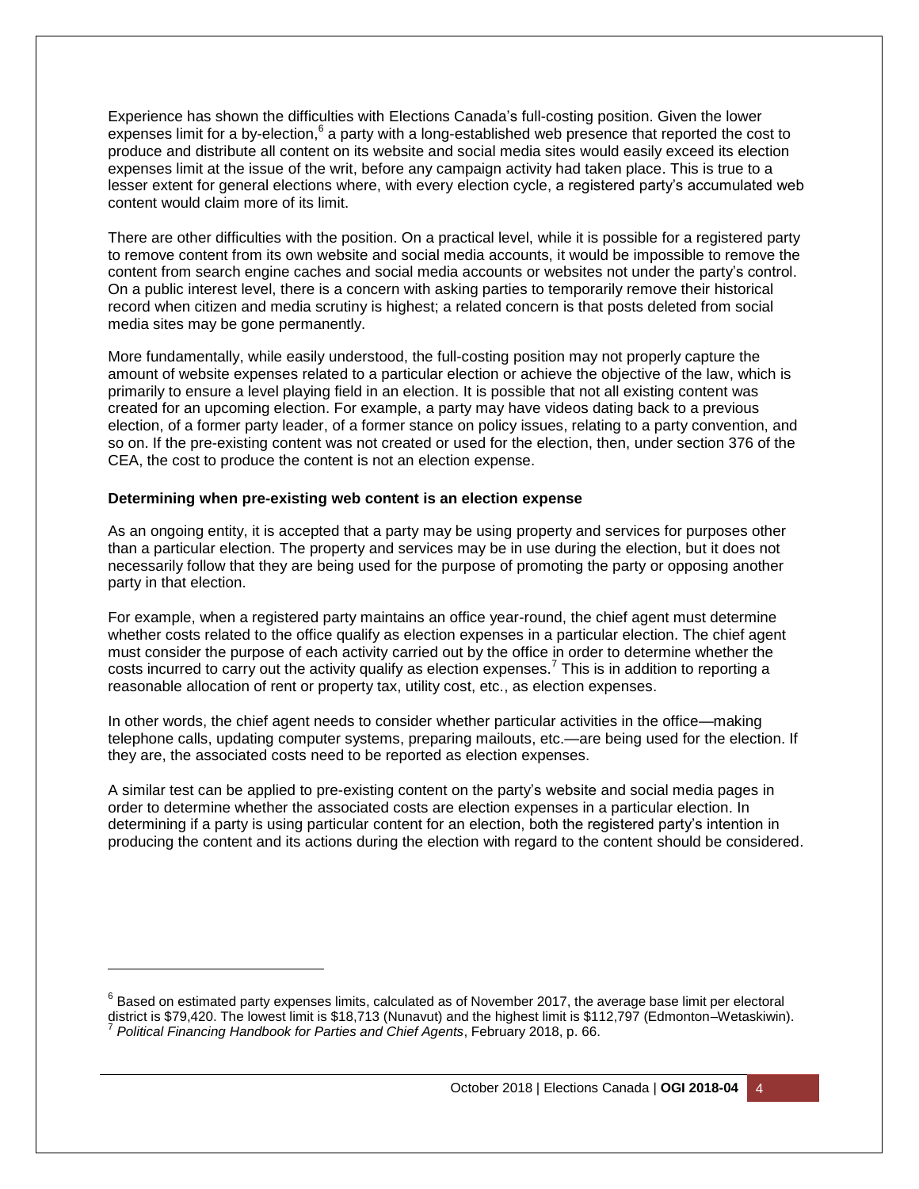Experience has shown the difficulties with Elections Canada's full-costing position. Given the lower expenses limit for a by-election,[6] a party with a long-established web presence that reported the cost to produce and distribute all content on its website and social media sites would easily exceed its election expenses limit at the issue of the writ, before any campaign activity had taken place. This is true to a lesser extent for general elections where, with every election cycle, a registered party's accumulated web content would claim more of its limit.

There are other difficulties with the position. On a practical level, while it is possible for a registered party to remove content from its own website and social media accounts, it would be impossible to remove the content from search engine caches and social media accounts or websites not under the party's control. On a public interest level, there is a concern with asking parties to temporarily remove their historical record when citizen and media scrutiny is highest; a related concern is that posts deleted from social media sites may be gone permanently.

More fundamentally, while easily understood, the full-costing position may not properly capture the amount of website expenses related to a particular election or achieve the objective of the law, which is primarily to ensure a level playing field in an election. It is possible that not all existing content was created for an upcoming election. For example, a party may have videos dating back to a previous election, of a former party leader, of a former stance on policy issues, relating to a party convention, and so on. If the pre-existing content was not created or used for the election, then, under section 376 of the CEA, the cost to produce the content is not an election expense.

**Determining when pre-existing web content is an election expense**

As an ongoing entity, it is accepted that a party may be using property and services for purposes other than a particular election. The property and services may be in use during the election, but it does not necessarily follow that they are being used for the purpose of promoting the party or opposing another party in that election.

For example, when a registered party maintains an office year-round, the chief agent must determine whether costs related to the office qualify as election expenses in a particular election. The chief agent must consider the purpose of each activity carried out by the office in order to determine whether the costs incurred to carry out the activity qualify as election expenses.[7] This is in addition to reporting a reasonable allocation of rent or property tax, utility cost, etc., as election expenses.

In other words, the chief agent needs to consider whether particular activities in the office—making telephone calls, updating computer systems, preparing mailouts, etc.—are being used for the election. If they are, the associated costs need to be reported as election expenses.

A similar test can be applied to pre-existing content on the party's website and social media pages in order to determine whether the associated costs are election expenses in a particular election. In determining if a party is using particular content for an election, both the registered party's intention in producing the content and its actions during the election with regard to the content should be considered.

---

[6] Based on estimated party expenses limits, calculated as of November 2017, the average base limit per electoral district is $79,420. The lowest limit is $18,713 (Nunavut) and the highest limit is $112,797 (Edmonton–Wetaskiwin).

[7] *Political Financing Handbook for Parties and Chief Agents*, February 2018, p. 66.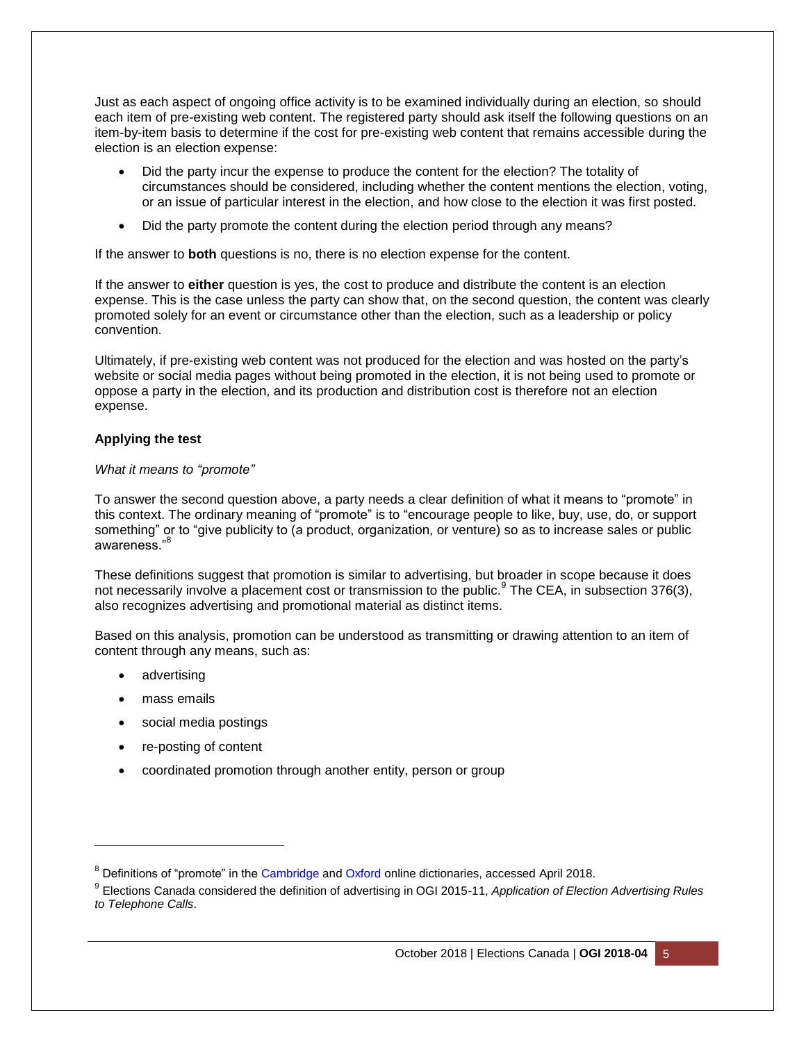Just as each aspect of ongoing office activity is to be examined individually during an election, so should each item of pre-existing web content. The registered party should ask itself the following questions on an item-by-item basis to determine if the cost for pre-existing web content that remains accessible during the election is an election expense:

- Did the party incur the expense to produce the content for the election? The totality of circumstances should be considered, including whether the content mentions the election, voting, or an issue of particular interest in the election, and how close to the election it was first posted.
- Did the party promote the content during the election period through any means?

If the answer to **both** questions is no, there is no election expense for the content.

If the answer to **either** question is yes, the cost to produce and distribute the content is an election expense. This is the case unless the party can show that, on the second question, the content was clearly promoted solely for an event or circumstance other than the election, such as a leadership or policy convention.

Ultimately, if pre-existing web content was not produced for the election and was hosted on the party's website or social media pages without being promoted in the election, it is not being used to promote or oppose a party in the election, and its production and distribution cost is therefore not an election expense.

**Applying the test**

*What it means to "promote"*

To answer the second question above, a party needs a clear definition of what it means to "promote" in this context. The ordinary meaning of "promote" is to "encourage people to like, buy, use, do, or support something" or to "give publicity to (a product, organization, or venture) so as to increase sales or public awareness."[8]

These definitions suggest that promotion is similar to advertising, but broader in scope because it does not necessarily involve a placement cost or transmission to the public.[9] The CEA, in subsection 376(3), also recognizes advertising and promotional material as distinct items.

Based on this analysis, promotion can be understood as transmitting or drawing attention to an item of content through any means, such as:

- advertising
- mass emails
- social media postings
- re-posting of content
- coordinated promotion through another entity, person or group

---

[8] Definitions of "promote" in the Cambridge and Oxford online dictionaries, accessed April 2018.

[9] Elections Canada considered the definition of advertising in OGI 2015-11, *Application of Election Advertising Rules to Telephone Calls*.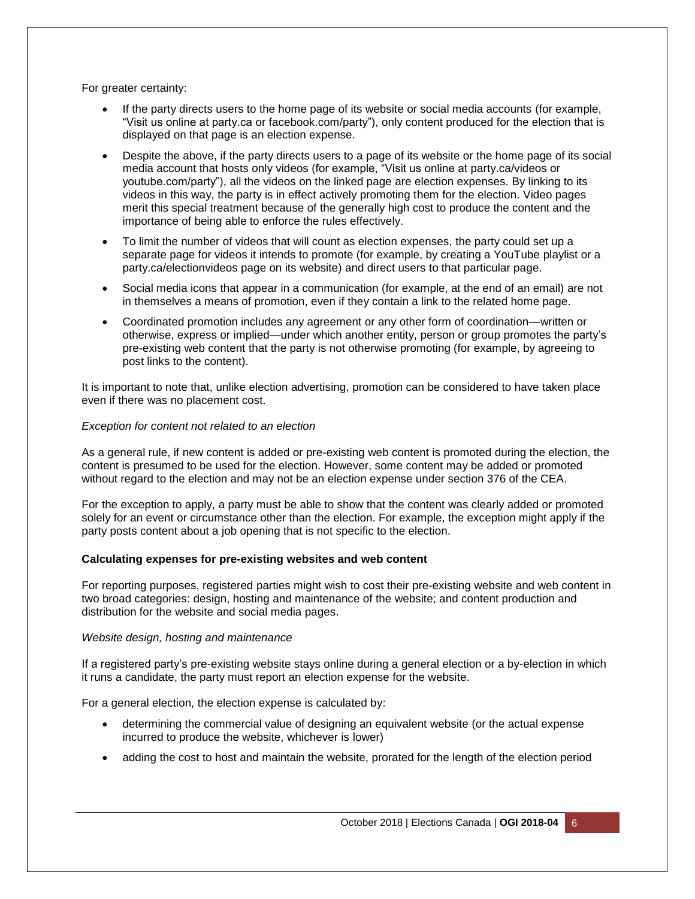For greater certainty:

- If the party directs users to the home page of its website or social media accounts (for example, "Visit us online at party.ca or facebook.com/party"), only content produced for the election that is displayed on that page is an election expense.
- Despite the above, if the party directs users to a page of its website or the home page of its social media account that hosts only videos (for example, "Visit us online at party.ca/videos or youtube.com/party"), all the videos on the linked page are election expenses. By linking to its videos in this way, the party is in effect actively promoting them for the election. Video pages merit this special treatment because of the generally high cost to produce the content and the importance of being able to enforce the rules effectively.
- To limit the number of videos that will count as election expenses, the party could set up a separate page for videos it intends to promote (for example, by creating a YouTube playlist or a party.ca/electionvideos page on its website) and direct users to that particular page.
- Social media icons that appear in a communication (for example, at the end of an email) are not in themselves a means of promotion, even if they contain a link to the related home page.
- Coordinated promotion includes any agreement or any other form of coordination—written or otherwise, express or implied—under which another entity, person or group promotes the party's pre-existing web content that the party is not otherwise promoting (for example, by agreeing to post links to the content).

It is important to note that, unlike election advertising, promotion can be considered to have taken place even if there was no placement cost.

*Exception for content not related to an election*

As a general rule, if new content is added or pre-existing web content is promoted during the election, the content is presumed to be used for the election. However, some content may be added or promoted without regard to the election and may not be an election expense under section 376 of the CEA.

For the exception to apply, a party must be able to show that the content was clearly added or promoted solely for an event or circumstance other than the election. For example, the exception might apply if the party posts content about a job opening that is not specific to the election.

**Calculating expenses for pre-existing websites and web content**

For reporting purposes, registered parties might wish to cost their pre-existing website and web content in two broad categories: design, hosting and maintenance of the website; and content production and distribution for the website and social media pages.

*Website design, hosting and maintenance*

If a registered party's pre-existing website stays online during a general election or a by-election in which it runs a candidate, the party must report an election expense for the website.

For a general election, the election expense is calculated by:

- determining the commercial value of designing an equivalent website (or the actual expense incurred to produce the website, whichever is lower)
- adding the cost to host and maintain the website, prorated for the length of the election period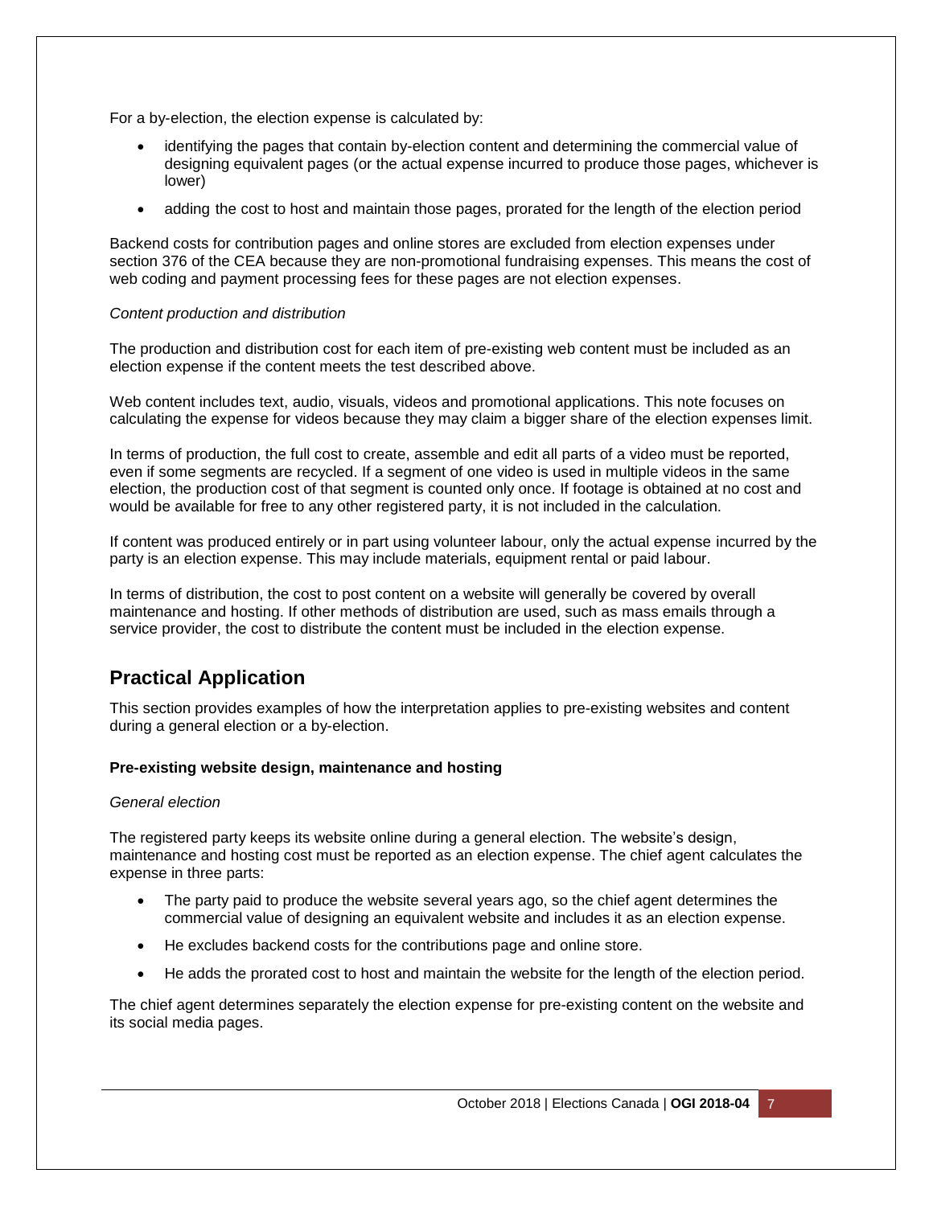For a by-election, the election expense is calculated by:

- identifying the pages that contain by-election content and determining the commercial value of designing equivalent pages (or the actual expense incurred to produce those pages, whichever is lower)
- adding the cost to host and maintain those pages, prorated for the length of the election period

Backend costs for contribution pages and online stores are excluded from election expenses under section 376 of the CEA because they are non-promotional fundraising expenses. This means the cost of web coding and payment processing fees for these pages are not election expenses.

*Content production and distribution*

The production and distribution cost for each item of pre-existing web content must be included as an election expense if the content meets the test described above.

Web content includes text, audio, visuals, videos and promotional applications. This note focuses on calculating the expense for videos because they may claim a bigger share of the election expenses limit.

In terms of production, the full cost to create, assemble and edit all parts of a video must be reported, even if some segments are recycled. If a segment of one video is used in multiple videos in the same election, the production cost of that segment is counted only once. If footage is obtained at no cost and would be available for free to any other registered party, it is not included in the calculation.

If content was produced entirely or in part using volunteer labour, only the actual expense incurred by the party is an election expense. This may include materials, equipment rental or paid labour.

In terms of distribution, the cost to post content on a website will generally be covered by overall maintenance and hosting. If other methods of distribution are used, such as mass emails through a service provider, the cost to distribute the content must be included in the election expense.

## Practical Application

This section provides examples of how the interpretation applies to pre-existing websites and content during a general election or a by-election.

**Pre-existing website design, maintenance and hosting**

*General election*

The registered party keeps its website online during a general election. The website's design, maintenance and hosting cost must be reported as an election expense. The chief agent calculates the expense in three parts:

- The party paid to produce the website several years ago, so the chief agent determines the commercial value of designing an equivalent website and includes it as an election expense.
- He excludes backend costs for the contributions page and online store.
- He adds the prorated cost to host and maintain the website for the length of the election period.

The chief agent determines separately the election expense for pre-existing content on the website and its social media pages.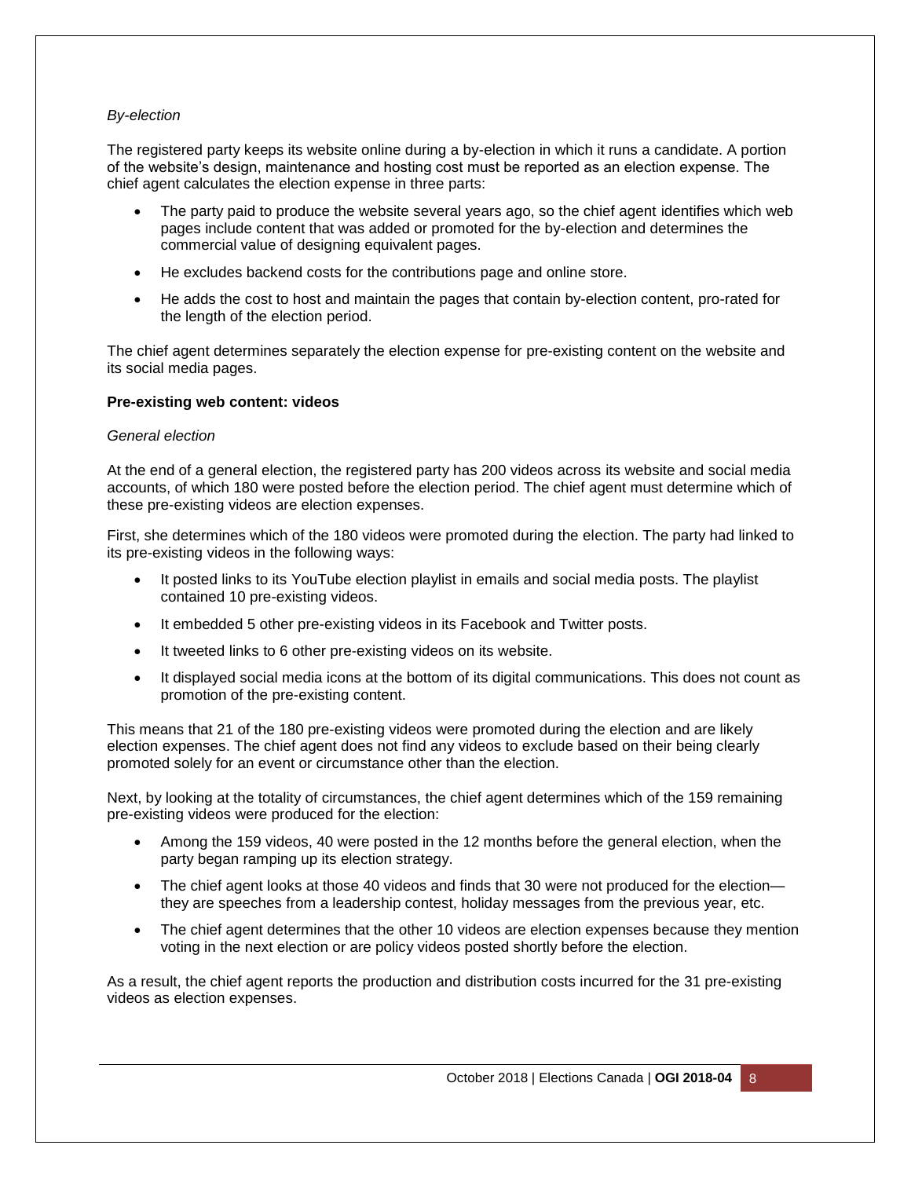*By-election*

The registered party keeps its website online during a by-election in which it runs a candidate. A portion of the website's design, maintenance and hosting cost must be reported as an election expense. The chief agent calculates the election expense in three parts:

- The party paid to produce the website several years ago, so the chief agent identifies which web pages include content that was added or promoted for the by-election and determines the commercial value of designing equivalent pages.
- He excludes backend costs for the contributions page and online store.
- He adds the cost to host and maintain the pages that contain by-election content, pro-rated for the length of the election period.

The chief agent determines separately the election expense for pre-existing content on the website and its social media pages.

**Pre-existing web content: videos**

*General election*

At the end of a general election, the registered party has 200 videos across its website and social media accounts, of which 180 were posted before the election period. The chief agent must determine which of these pre-existing videos are election expenses.

First, she determines which of the 180 videos were promoted during the election. The party had linked to its pre-existing videos in the following ways:

- It posted links to its YouTube election playlist in emails and social media posts. The playlist contained 10 pre-existing videos.
- It embedded 5 other pre-existing videos in its Facebook and Twitter posts.
- It tweeted links to 6 other pre-existing videos on its website.
- It displayed social media icons at the bottom of its digital communications. This does not count as promotion of the pre-existing content.

This means that 21 of the 180 pre-existing videos were promoted during the election and are likely election expenses. The chief agent does not find any videos to exclude based on their being clearly promoted solely for an event or circumstance other than the election.

Next, by looking at the totality of circumstances, the chief agent determines which of the 159 remaining pre-existing videos were produced for the election:

- Among the 159 videos, 40 were posted in the 12 months before the general election, when the party began ramping up its election strategy.
- The chief agent looks at those 40 videos and finds that 30 were not produced for the election—they are speeches from a leadership contest, holiday messages from the previous year, etc.
- The chief agent determines that the other 10 videos are election expenses because they mention voting in the next election or are policy videos posted shortly before the election.

As a result, the chief agent reports the production and distribution costs incurred for the 31 pre-existing videos as election expenses.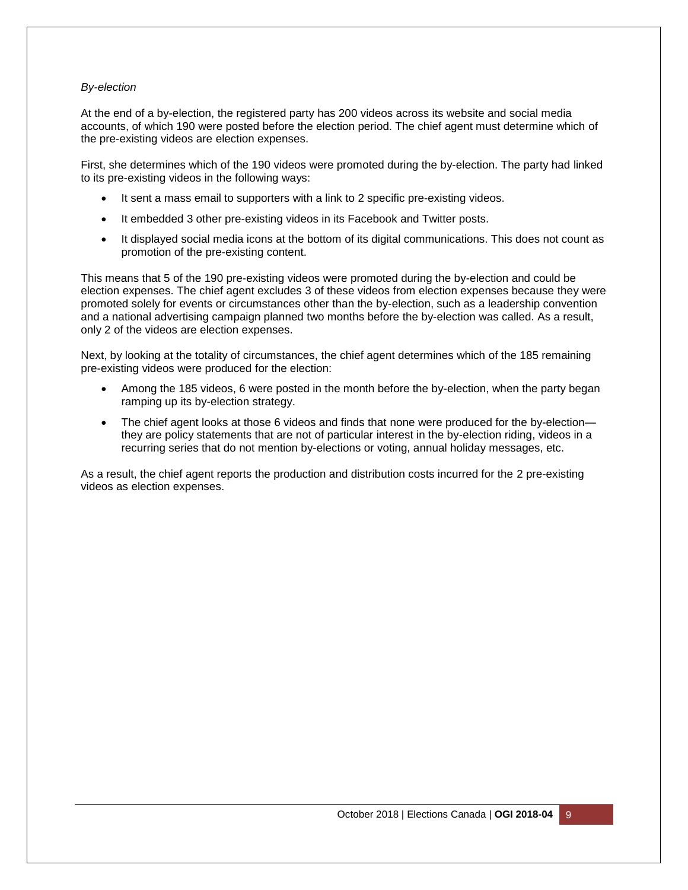*By-election*

At the end of a by-election, the registered party has 200 videos across its website and social media accounts, of which 190 were posted before the election period. The chief agent must determine which of the pre-existing videos are election expenses.

First, she determines which of the 190 videos were promoted during the by-election. The party had linked to its pre-existing videos in the following ways:

- It sent a mass email to supporters with a link to 2 specific pre-existing videos.
- It embedded 3 other pre-existing videos in its Facebook and Twitter posts.
- It displayed social media icons at the bottom of its digital communications. This does not count as promotion of the pre-existing content.

This means that 5 of the 190 pre-existing videos were promoted during the by-election and could be election expenses. The chief agent excludes 3 of these videos from election expenses because they were promoted solely for events or circumstances other than the by-election, such as a leadership convention and a national advertising campaign planned two months before the by-election was called. As a result, only 2 of the videos are election expenses.

Next, by looking at the totality of circumstances, the chief agent determines which of the 185 remaining pre-existing videos were produced for the election:

- Among the 185 videos, 6 were posted in the month before the by-election, when the party began ramping up its by-election strategy.
- The chief agent looks at those 6 videos and finds that none were produced for the by-election—they are policy statements that are not of particular interest in the by-election riding, videos in a recurring series that do not mention by-elections or voting, annual holiday messages, etc.

As a result, the chief agent reports the production and distribution costs incurred for the 2 pre-existing videos as election expenses.